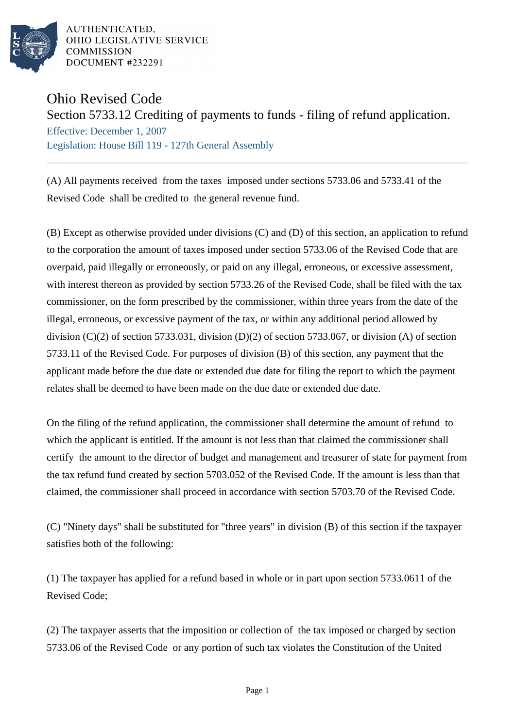AUTHENTICATED,
OHIO LEGISLATIVE SERVICE
COMMISSION
DOCUMENT #232291

# Ohio Revised Code

## Section 5733.12 Crediting of payments to funds - filing of refund application.

Effective: December 1, 2007

Legislation: House Bill 119 - 127th General Assembly

(A) All payments received from the taxes imposed under sections 5733.06 and 5733.41 of the Revised Code shall be credited to the general revenue fund.

(B) Except as otherwise provided under divisions (C) and (D) of this section, an application to refund to the corporation the amount of taxes imposed under section 5733.06 of the Revised Code that are overpaid, paid illegally or erroneously, or paid on any illegal, erroneous, or excessive assessment, with interest thereon as provided by section 5733.26 of the Revised Code, shall be filed with the tax commissioner, on the form prescribed by the commissioner, within three years from the date of the illegal, erroneous, or excessive payment of the tax, or within any additional period allowed by division (C)(2) of section 5733.031, division (D)(2) of section 5733.067, or division (A) of section 5733.11 of the Revised Code. For purposes of division (B) of this section, any payment that the applicant made before the due date or extended due date for filing the report to which the payment relates shall be deemed to have been made on the due date or extended due date.

On the filing of the refund application, the commissioner shall determine the amount of refund to which the applicant is entitled. If the amount is not less than that claimed the commissioner shall certify the amount to the director of budget and management and treasurer of state for payment from the tax refund fund created by section 5703.052 of the Revised Code. If the amount is less than that claimed, the commissioner shall proceed in accordance with section 5703.70 of the Revised Code.

(C) "Ninety days" shall be substituted for "three years" in division (B) of this section if the taxpayer satisfies both of the following:

(1) The taxpayer has applied for a refund based in whole or in part upon section 5733.0611 of the Revised Code;

(2) The taxpayer asserts that the imposition or collection of the tax imposed or charged by section 5733.06 of the Revised Code or any portion of such tax violates the Constitution of the United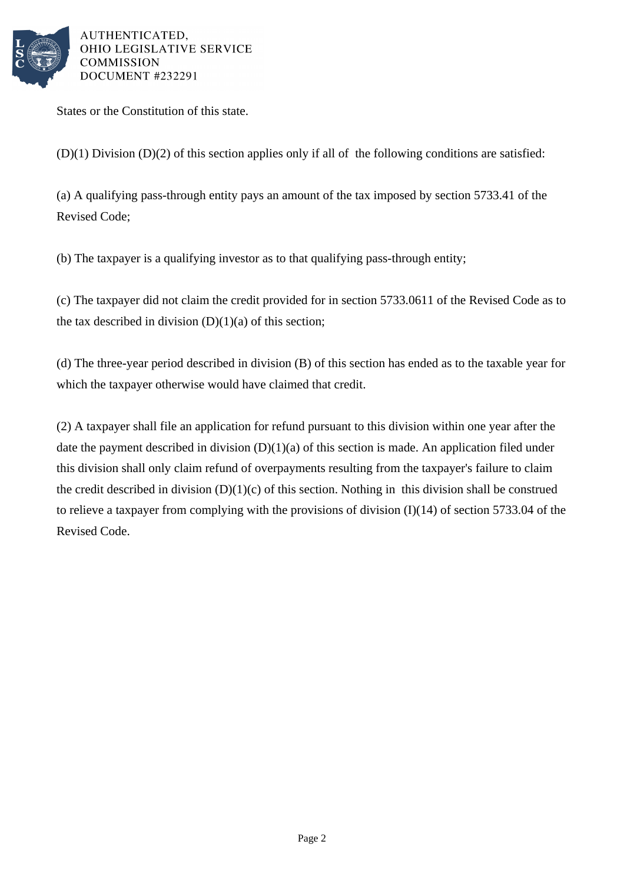States or the Constitution of this state.

(D)(1) Division (D)(2) of this section applies only if all of the following conditions are satisfied:

(a) A qualifying pass-through entity pays an amount of the tax imposed by section 5733.41 of the Revised Code;

(b) The taxpayer is a qualifying investor as to that qualifying pass-through entity;

(c) The taxpayer did not claim the credit provided for in section 5733.0611 of the Revised Code as to the tax described in division (D)(1)(a) of this section;

(d) The three-year period described in division (B) of this section has ended as to the taxable year for which the taxpayer otherwise would have claimed that credit.

(2) A taxpayer shall file an application for refund pursuant to this division within one year after the date the payment described in division (D)(1)(a) of this section is made. An application filed under this division shall only claim refund of overpayments resulting from the taxpayer's failure to claim the credit described in division (D)(1)(c) of this section. Nothing in this division shall be construed to relieve a taxpayer from complying with the provisions of division (I)(14) of section 5733.04 of the Revised Code.